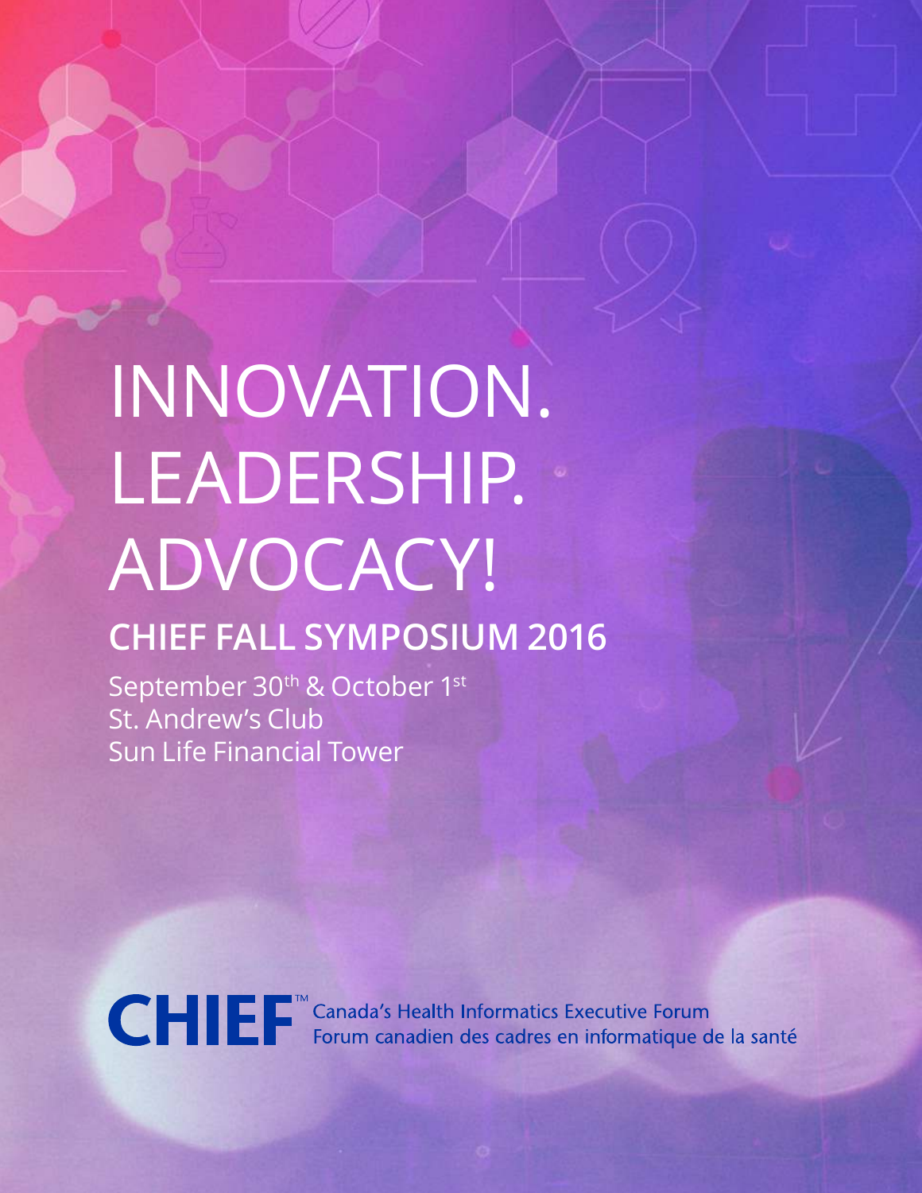# INNOVATION. LEADERSHIP. ADVOCACY!

## CHIEF FALL SYMPOSIUM 2016

September 30th & October 1st
St. Andrew's Club
Sun Life Financial Tower

**CHIEF**™ Canada's Health Informatics Executive Forum
Forum canadien des cadres en informatique de la santé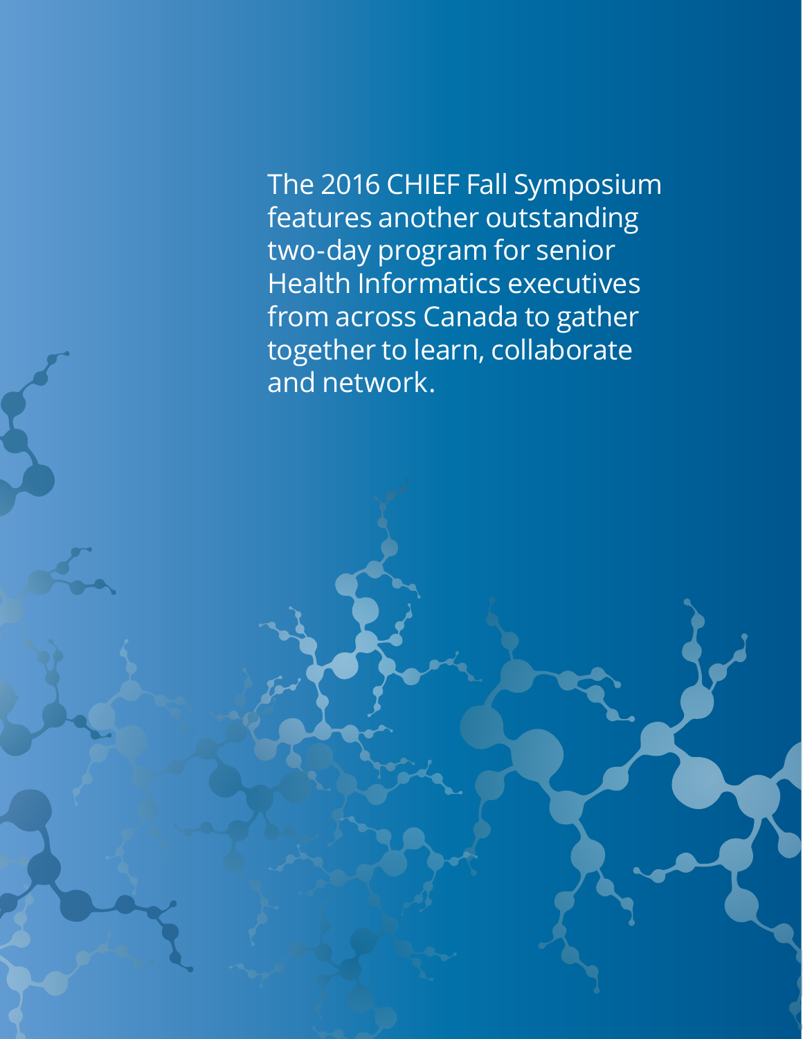The 2016 CHIEF Fall Symposium features another outstanding two-day program for senior Health Informatics executives from across Canada to gather together to learn, collaborate and network.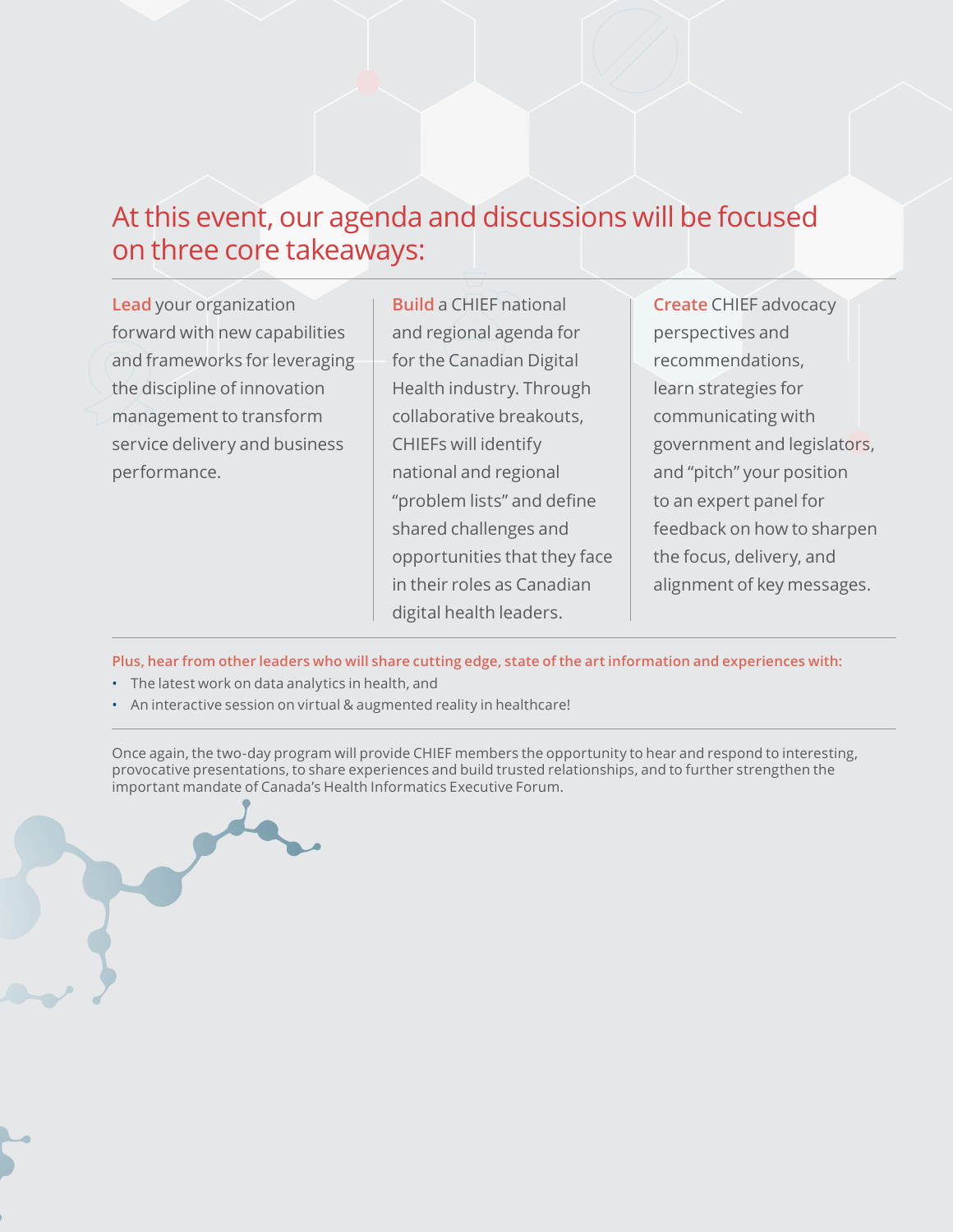## At this event, our agenda and discussions will be focused on three core takeaways:

**Lead** your organization forward with new capabilities and frameworks for leveraging the discipline of innovation management to transform service delivery and business performance.

**Build** a CHIEF national and regional agenda for for the Canadian Digital Health industry. Through collaborative breakouts, CHIEFs will identify national and regional "problem lists" and define shared challenges and opportunities that they face in their roles as Canadian digital health leaders.

**Create** CHIEF advocacy perspectives and recommendations, learn strategies for communicating with government and legislators, and "pitch" your position to an expert panel for feedback on how to sharpen the focus, delivery, and alignment of key messages.

**Plus, hear from other leaders who will share cutting edge, state of the art information and experiences with:**

- The latest work on data analytics in health, and
- An interactive session on virtual & augmented reality in healthcare!

Once again, the two-day program will provide CHIEF members the opportunity to hear and respond to interesting, provocative presentations, to share experiences and build trusted relationships, and to further strengthen the important mandate of Canada's Health Informatics Executive Forum.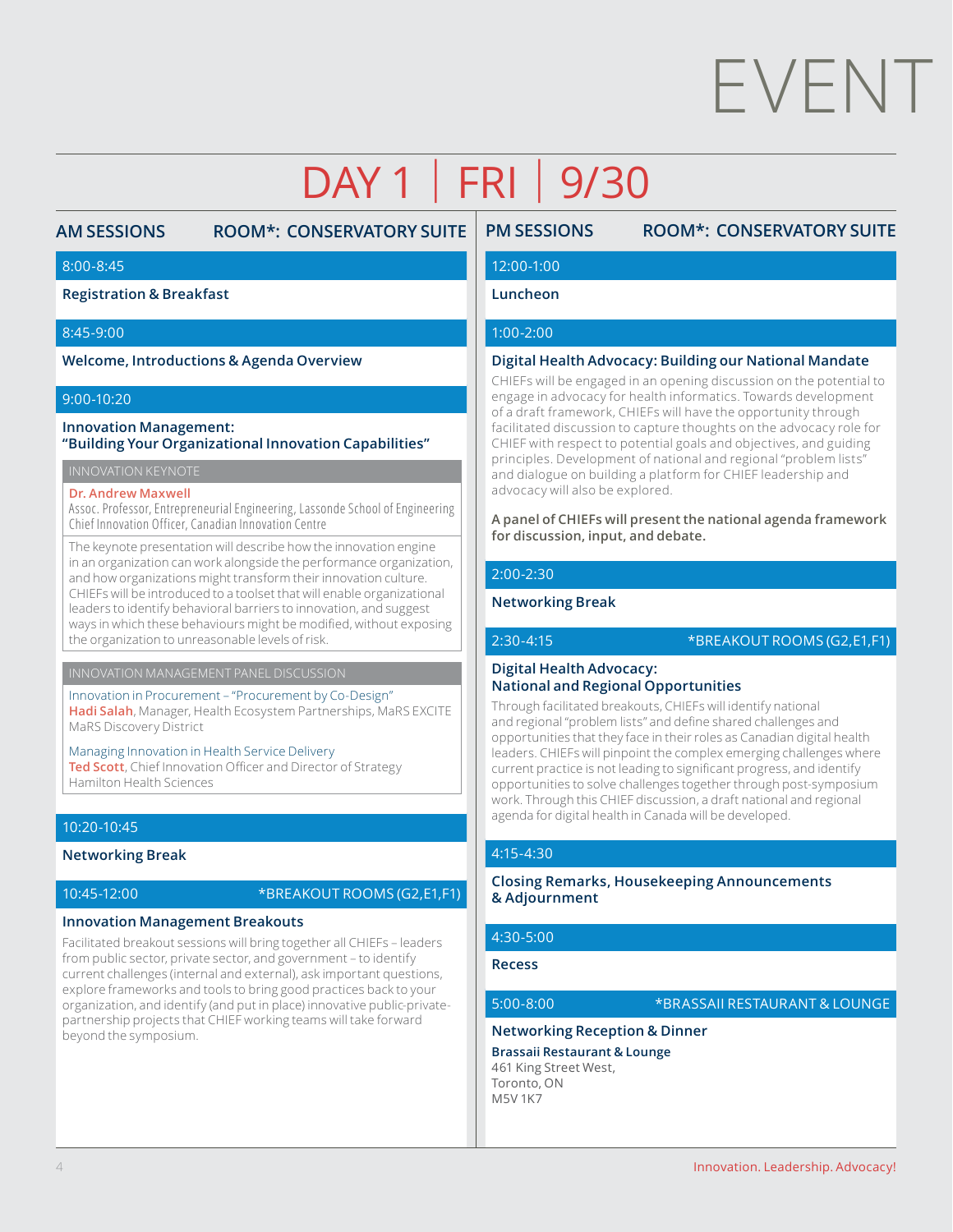# EVENT

## DAY 1 | FRI | 9/30

### AM SESSIONS — ROOM*: CONSERVATORY SUITE

**8:00-8:45**

**Registration & Breakfast**

**8:45-9:00**

**Welcome, Introductions & Agenda Overview**

**9:00-10:20**

**Innovation Management:**
**"Building Your Organizational Innovation Capabilities"**

INNOVATION KEYNOTE

**Dr. Andrew Maxwell**
Assoc. Professor, Entrepreneurial Engineering, Lassonde School of Engineering
Chief Innovation Officer, Canadian Innovation Centre

The keynote presentation will describe how the innovation engine in an organization can work alongside the performance organization, and how organizations might transform their innovation culture. CHIEFs will be introduced to a toolset that will enable organizational leaders to identify behavioral barriers to innovation, and suggest ways in which these behaviours might be modified, without exposing the organization to unreasonable levels of risk.

INNOVATION MANAGEMENT PANEL DISCUSSION

Innovation in Procurement – "Procurement by Co-Design"
**Hadi Salah**, Manager, Health Ecosystem Partnerships, MaRS EXCITE
MaRS Discovery District

Managing Innovation in Health Service Delivery
**Ted Scott**, Chief Innovation Officer and Director of Strategy
Hamilton Health Sciences

**10:20-10:45**

**Networking Break**

**10:45-12:00** — *BREAKOUT ROOMS (G2,E1,F1)

**Innovation Management Breakouts**

Facilitated breakout sessions will bring together all CHIEFs – leaders from public sector, private sector, and government – to identify current challenges (internal and external), ask important questions, explore frameworks and tools to bring good practices back to your organization, and identify (and put in place) innovative public-private-partnership projects that CHIEF working teams will take forward beyond the symposium.

### PM SESSIONS — ROOM*: CONSERVATORY SUITE

**12:00-1:00**

**Luncheon**

**1:00-2:00**

**Digital Health Advocacy: Building our National Mandate**

CHIEFs will be engaged in an opening discussion on the potential to engage in advocacy for health informatics. Towards development of a draft framework, CHIEFs will have the opportunity through facilitated discussion to capture thoughts on the advocacy role for CHIEF with respect to potential goals and objectives, and guiding principles. Development of national and regional "problem lists" and dialogue on building a platform for CHIEF leadership and advocacy will also be explored.

**A panel of CHIEFs will present the national agenda framework for discussion, input, and debate.**

**2:00-2:30**

**Networking Break**

**2:30-4:15** — *BREAKOUT ROOMS (G2,E1,F1)

**Digital Health Advocacy:**
**National and Regional Opportunities**

Through facilitated breakouts, CHIEFs will identify national and regional "problem lists" and define shared challenges and opportunities that they face in their roles as Canadian digital health leaders. CHIEFs will pinpoint the complex emerging challenges where current practice is not leading to significant progress, and identify opportunities to solve challenges together through post-symposium work. Through this CHIEF discussion, a draft national and regional agenda for digital health in Canada will be developed.

**4:15-4:30**

**Closing Remarks, Housekeeping Announcements & Adjournment**

**4:30-5:00**

**Recess**

**5:00-8:00** — *BRASSAII RESTAURANT & LOUNGE

**Networking Reception & Dinner**

**Brassaii Restaurant & Lounge**
461 King Street West,
Toronto, ON
M5V 1K7

Innovation. Leadership. Advocacy!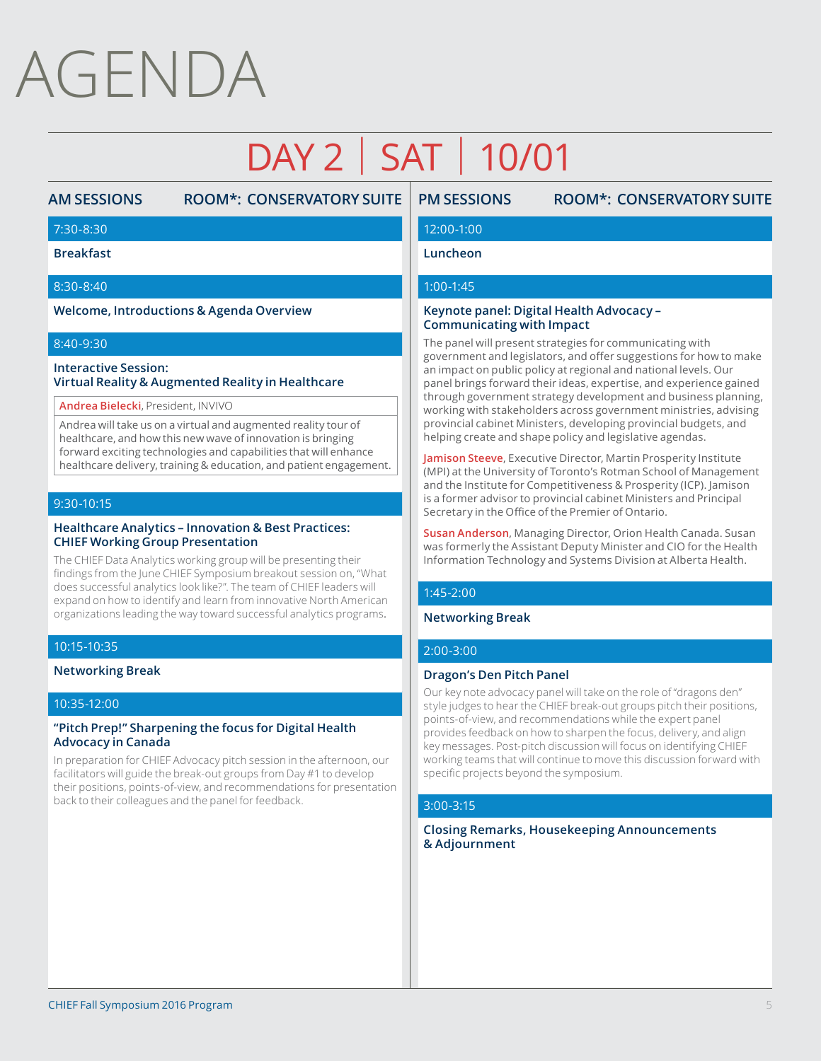# AGENDA

## DAY 2 | SAT | 10/01

### AM SESSIONS — ROOM*: CONSERVATORY SUITE

**7:30-8:30**

**Breakfast**

**8:30-8:40**

**Welcome, Introductions & Agenda Overview**

**8:40-9:30**

**Interactive Session:**
**Virtual Reality & Augmented Reality in Healthcare**

**Andrea Bielecki**, President, INVIVO

Andrea will take us on a virtual and augmented reality tour of healthcare, and how this new wave of innovation is bringing forward exciting technologies and capabilities that will enhance healthcare delivery, training & education, and patient engagement.

**9:30-10:15**

**Healthcare Analytics – Innovation & Best Practices: CHIEF Working Group Presentation**

The CHIEF Data Analytics working group will be presenting their findings from the June CHIEF Symposium breakout session on, "What does successful analytics look like?". The team of CHIEF leaders will expand on how to identify and learn from innovative North American organizations leading the way toward successful analytics programs.

**10:15-10:35**

**Networking Break**

**10:35-12:00**

**"Pitch Prep!" Sharpening the focus for Digital Health Advocacy in Canada**

In preparation for CHIEF Advocacy pitch session in the afternoon, our facilitators will guide the break-out groups from Day #1 to develop their positions, points-of-view, and recommendations for presentation back to their colleagues and the panel for feedback.

### PM SESSIONS — ROOM*: CONSERVATORY SUITE

**12:00-1:00**

**Luncheon**

**1:00-1:45**

**Keynote panel: Digital Health Advocacy – Communicating with Impact**

The panel will present strategies for communicating with government and legislators, and offer suggestions for how to make an impact on public policy at regional and national levels. Our panel brings forward their ideas, expertise, and experience gained through government strategy development and business planning, working with stakeholders across government ministries, advising provincial cabinet Ministers, developing provincial budgets, and helping create and shape policy and legislative agendas.

**Jamison Steeve**, Executive Director, Martin Prosperity Institute (MPI) at the University of Toronto's Rotman School of Management and the Institute for Competitiveness & Prosperity (ICP). Jamison is a former advisor to provincial cabinet Ministers and Principal Secretary in the Office of the Premier of Ontario.

**Susan Anderson**, Managing Director, Orion Health Canada. Susan was formerly the Assistant Deputy Minister and CIO for the Health Information Technology and Systems Division at Alberta Health.

**1:45-2:00**

**Networking Break**

**2:00-3:00**

**Dragon's Den Pitch Panel**

Our key note advocacy panel will take on the role of "dragons den" style judges to hear the CHIEF break-out groups pitch their positions, points-of-view, and recommendations while the expert panel provides feedback on how to sharpen the focus, delivery, and align key messages. Post-pitch discussion will focus on identifying CHIEF working teams that will continue to move this discussion forward with specific projects beyond the symposium.

**3:00-3:15**

**Closing Remarks, Housekeeping Announcements & Adjournment**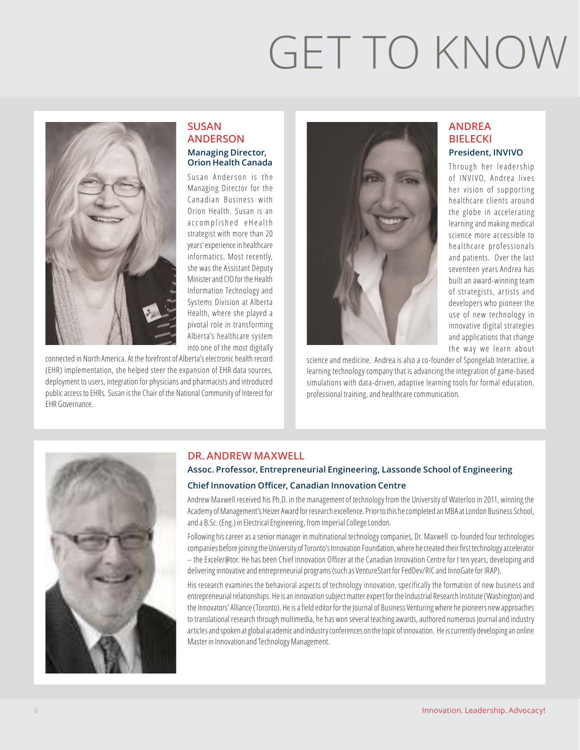# GET TO KNOW

## SUSAN ANDERSON

### Managing Director, Orion Health Canada

Susan Anderson is the Managing Director for the Canadian Business with Orion Health. Susan is an accomplished eHealth strategist with more than 20 years' experience in healthcare informatics. Most recently, she was the Assistant Deputy Minister and CIO for the Health Information Technology and Systems Division at Alberta Health, where she played a pivotal role in transforming Alberta's healthcare system into one of the most digitally connected in North America. At the forefront of Alberta's electronic health record (EHR) implementation, she helped steer the expansion of EHR data sources, deployment to users, integration for physicians and pharmacists and introduced public access to EHRs. Susan is the Chair of the National Community of Interest for EHR Governance.

## ANDREA BIELECKI

### President, INVIVO

Through her leadership of INVIVO, Andrea lives her vision of supporting healthcare clients around the globe in accelerating learning and making medical science more accessible to healthcare professionals and patients. Over the last seventeen years Andrea has built an award-winning team of strategists, artists and developers who pioneer the use of new technology in innovative digital strategies and applications that change the way we learn about science and medicine. Andrea is also a co-founder of Spongelab Interactive, a learning technology company that is advancing the integration of game-based simulations with data-driven, adaptive learning tools for formal education, professional training, and healthcare communication.

## DR. ANDREW MAXWELL

### Assoc. Professor, Entrepreneurial Engineering, Lassonde School of Engineering

### Chief Innovation Officer, Canadian Innovation Centre

Andrew Maxwell received his Ph.D. in the management of technology from the University of Waterloo in 2011, winning the Academy of Management's Heizer Award for research excellence. Prior to this he completed an MBA at London Business School, and a B.Sc. (Eng.) in Electrical Engineering, from Imperial College London.

Following his career as a senior manager in multinational technology companies, Dr. Maxwell co-founded four technologies companies before joining the University of Toronto's Innovation Foundation, where he created their first technology accelerator – the Exceler@tor. He has been Chief Innovation Officer at the Canadian Innovation Centre for t ten years, developing and delivering innovative and entrepreneurial programs (such as VentureStart for FedDev/RIC and InnoGate for IRAP).

His research examines the behavioral aspects of technology innovation, specifically the formation of new business and entrepreneurial relationships. He is an innovation subject matter expert for the Industrial Research Institute (Washington) and the Innovators' Alliance (Toronto). He is a field editor for the Journal of Business Venturing where he pioneers new approaches to translational research through multimedia, he has won several teaching awards, authored numerous journal and industry articles and spoken at global academic and industry conferences on the topic of innovation. He is currently developing an online Master in Innovation and Technology Management.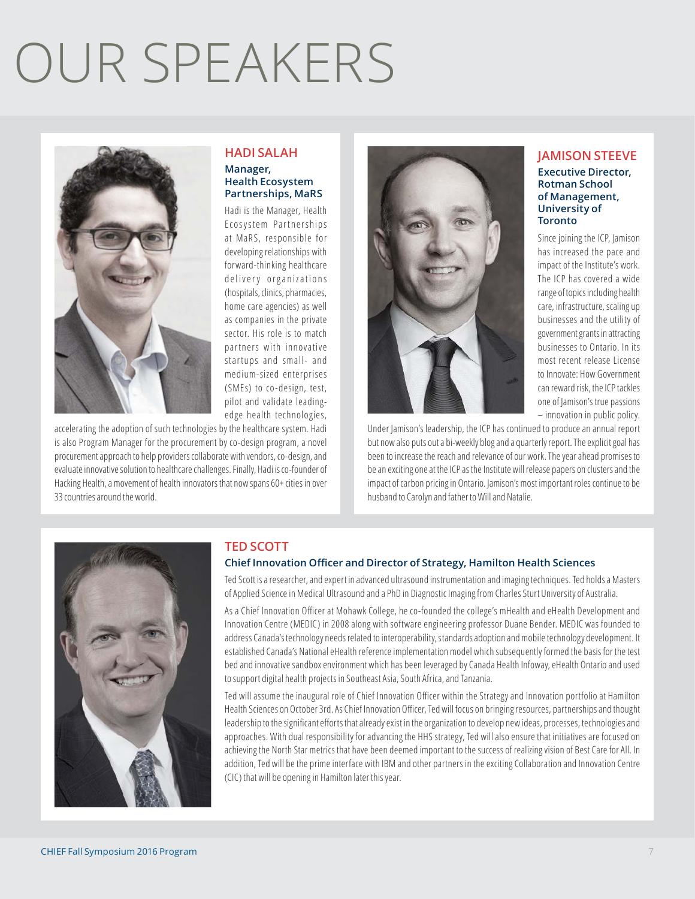# OUR SPEAKERS

## HADI SALAH

**Manager, Health Ecosystem Partnerships, MaRS**

Hadi is the Manager, Health Ecosystem Partnerships at MaRS, responsible for developing relationships with forward-thinking healthcare delivery organizations (hospitals, clinics, pharmacies, home care agencies) as well as companies in the private sector. His role is to match partners with innovative startups and small- and medium-sized enterprises (SMEs) to co-design, test, pilot and validate leading-edge health technologies, accelerating the adoption of such technologies by the healthcare system. Hadi is also Program Manager for the procurement by co-design program, a novel procurement approach to help providers collaborate with vendors, co-design, and evaluate innovative solution to healthcare challenges. Finally, Hadi is co-founder of Hacking Health, a movement of health innovators that now spans 60+ cities in over 33 countries around the world.

## JAMISON STEEVE

**Executive Director, Rotman School of Management, University of Toronto**

Since joining the ICP, Jamison has increased the pace and impact of the Institute's work. The ICP has covered a wide range of topics including health care, infrastructure, scaling up businesses and the utility of government grants in attracting businesses to Ontario. In its most recent release License to Innovate: How Government can reward risk, the ICP tackles one of Jamison's true passions – innovation in public policy. Under Jamison's leadership, the ICP has continued to produce an annual report but now also puts out a bi-weekly blog and a quarterly report. The explicit goal has been to increase the reach and relevance of our work. The year ahead promises to be an exciting one at the ICP as the Institute will release papers on clusters and the impact of carbon pricing in Ontario. Jamison's most important roles continue to be husband to Carolyn and father to Will and Natalie.

## TED SCOTT

**Chief Innovation Officer and Director of Strategy, Hamilton Health Sciences**

Ted Scott is a researcher, and expert in advanced ultrasound instrumentation and imaging techniques. Ted holds a Masters of Applied Science in Medical Ultrasound and a PhD in Diagnostic Imaging from Charles Sturt University of Australia.

As a Chief Innovation Officer at Mohawk College, he co-founded the college's mHealth and eHealth Development and Innovation Centre (MEDIC) in 2008 along with software engineering professor Duane Bender. MEDIC was founded to address Canada's technology needs related to interoperability, standards adoption and mobile technology development. It established Canada's National eHealth reference implementation model which subsequently formed the basis for the test bed and innovative sandbox environment which has been leveraged by Canada Health Infoway, eHealth Ontario and used to support digital health projects in Southeast Asia, South Africa, and Tanzania.

Ted will assume the inaugural role of Chief Innovation Officer within the Strategy and Innovation portfolio at Hamilton Health Sciences on October 3rd. As Chief Innovation Officer, Ted will focus on bringing resources, partnerships and thought leadership to the significant efforts that already exist in the organization to develop new ideas, processes, technologies and approaches. With dual responsibility for advancing the HHS strategy, Ted will also ensure that initiatives are focused on achieving the North Star metrics that have been deemed important to the success of realizing vision of Best Care for All. In addition, Ted will be the prime interface with IBM and other partners in the exciting Collaboration and Innovation Centre (CIC) that will be opening in Hamilton later this year.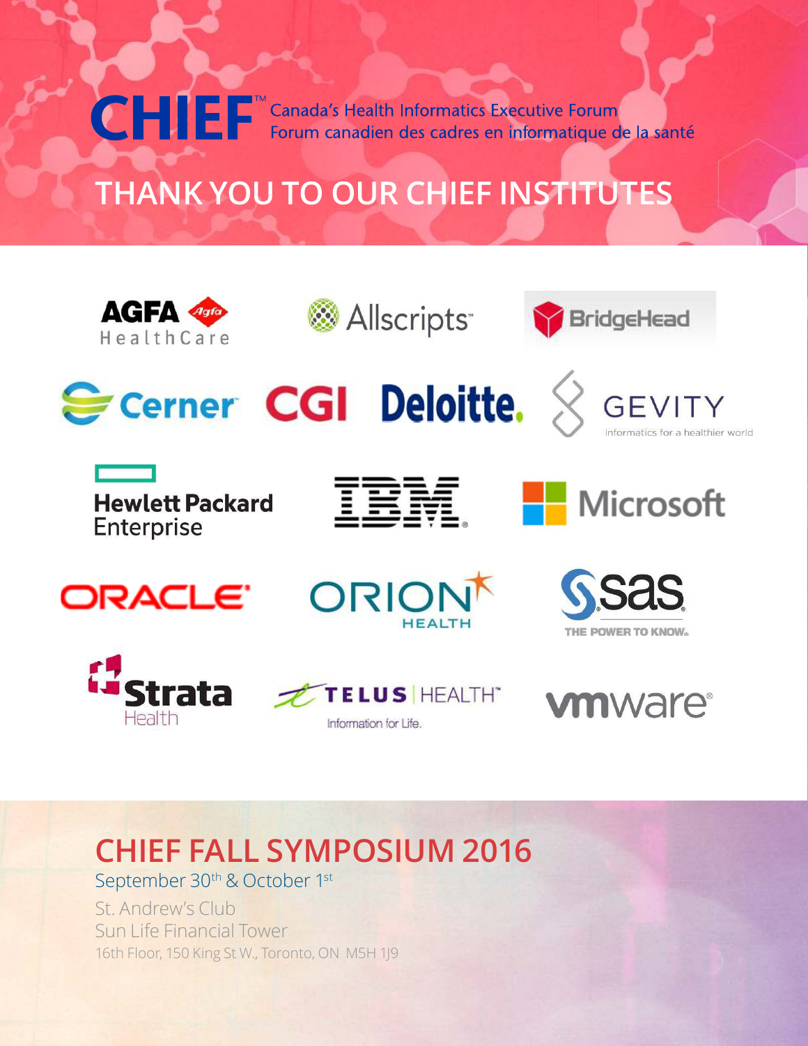CHIEF™ Canada's Health Informatics Executive Forum
Forum canadien des cadres en informatique de la santé

# THANK YOU TO OUR CHIEF INSTITUTES

AGFA HealthCare

Allscripts

BridgeHead

Cerner

CGI

Deloitte.

GEVITY
Informatics for a healthier world

Hewlett Packard Enterprise

IBM

Microsoft

ORACLE

ORION HEALTH

sas
THE POWER TO KNOW.

Strata Health

TELUS HEALTH
Information for Life.

vmware

## CHIEF FALL SYMPOSIUM 2016

September 30th & October 1st

St. Andrew's Club
Sun Life Financial Tower
16th Floor, 150 King St W., Toronto, ON M5H 1J9